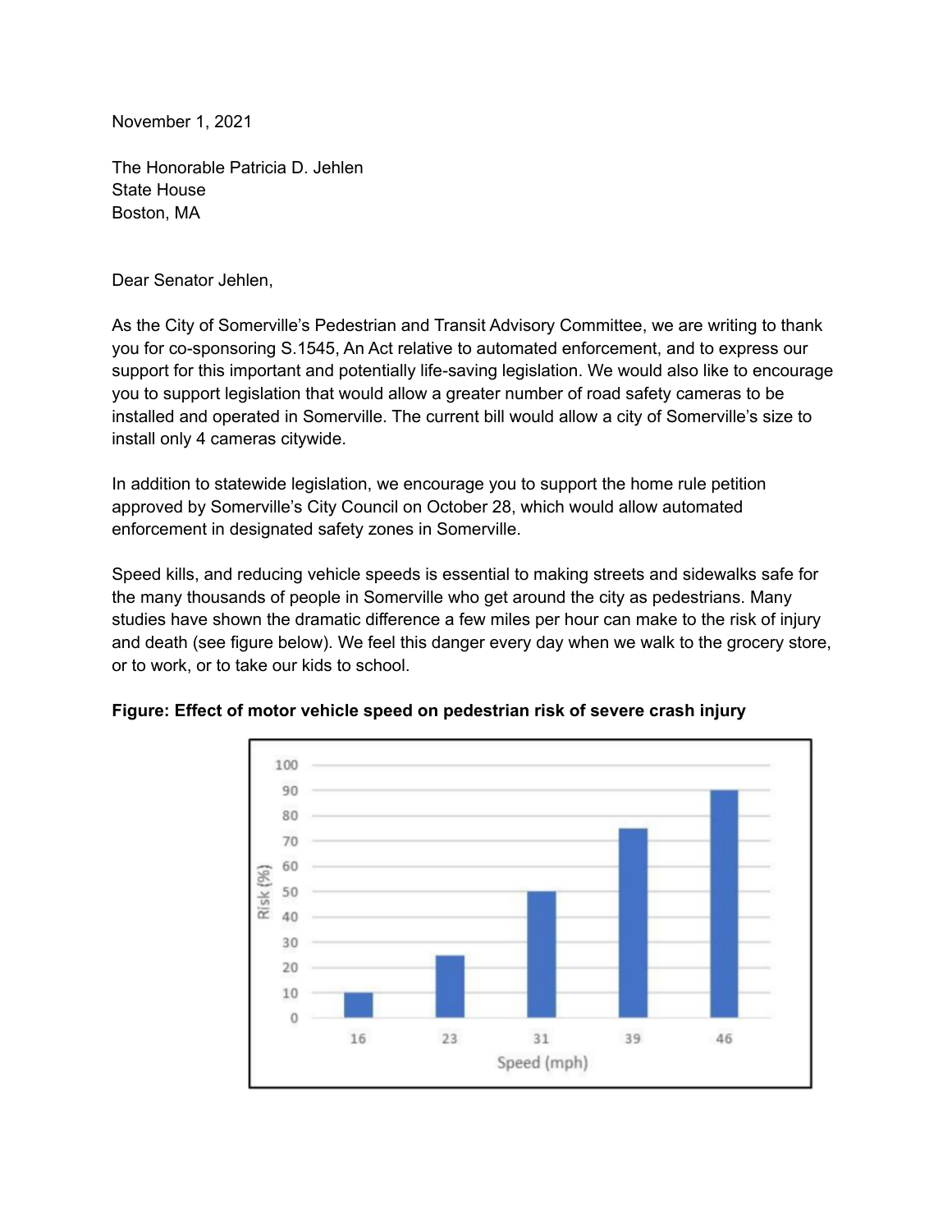November 1, 2021

The Honorable Patricia D. Jehlen
State House
Boston, MA

Dear Senator Jehlen,

As the City of Somerville's Pedestrian and Transit Advisory Committee, we are writing to thank you for co-sponsoring S.1545, An Act relative to automated enforcement, and to express our support for this important and potentially life-saving legislation. We would also like to encourage you to support legislation that would allow a greater number of road safety cameras to be installed and operated in Somerville. The current bill would allow a city of Somerville's size to install only 4 cameras citywide.

In addition to statewide legislation, we encourage you to support the home rule petition approved by Somerville's City Council on October 28, which would allow automated enforcement in designated safety zones in Somerville.

Speed kills, and reducing vehicle speeds is essential to making streets and sidewalks safe for the many thousands of people in Somerville who get around the city as pedestrians. Many studies have shown the dramatic difference a few miles per hour can make to the risk of injury and death (see figure below). We feel this danger every day when we walk to the grocery store, or to work, or to take our kids to school.

**Figure: Effect of motor vehicle speed on pedestrian risk of severe crash injury**

| Speed (mph) | Risk (%) |
|---|---|
| 16 | 10 |
| 23 | 25 |
| 31 | 50 |
| 39 | 75 |
| 46 | 90 |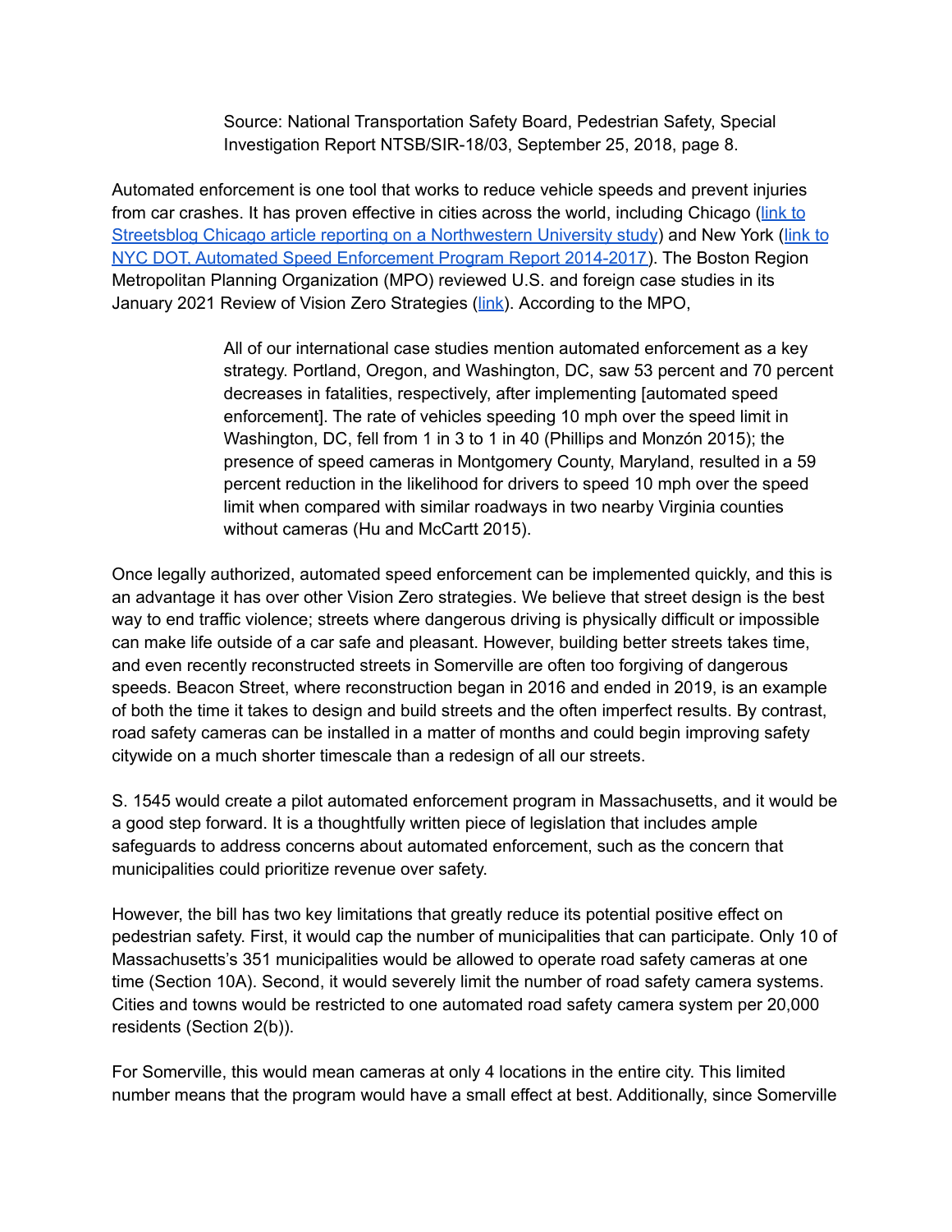> Source: National Transportation Safety Board, Pedestrian Safety, Special Investigation Report NTSB/SIR-18/03, September 25, 2018, page 8.

Automated enforcement is one tool that works to reduce vehicle speeds and prevent injuries from car crashes. It has proven effective in cities across the world, including Chicago (link to Streetsblog Chicago article reporting on a Northwestern University study) and New York (link to NYC DOT, Automated Speed Enforcement Program Report 2014-2017). The Boston Region Metropolitan Planning Organization (MPO) reviewed U.S. and foreign case studies in its January 2021 Review of Vision Zero Strategies (link). According to the MPO,

> All of our international case studies mention automated enforcement as a key strategy. Portland, Oregon, and Washington, DC, saw 53 percent and 70 percent decreases in fatalities, respectively, after implementing [automated speed enforcement]. The rate of vehicles speeding 10 mph over the speed limit in Washington, DC, fell from 1 in 3 to 1 in 40 (Phillips and Monzón 2015); the presence of speed cameras in Montgomery County, Maryland, resulted in a 59 percent reduction in the likelihood for drivers to speed 10 mph over the speed limit when compared with similar roadways in two nearby Virginia counties without cameras (Hu and McCartt 2015).

Once legally authorized, automated speed enforcement can be implemented quickly, and this is an advantage it has over other Vision Zero strategies. We believe that street design is the best way to end traffic violence; streets where dangerous driving is physically difficult or impossible can make life outside of a car safe and pleasant. However, building better streets takes time, and even recently reconstructed streets in Somerville are often too forgiving of dangerous speeds. Beacon Street, where reconstruction began in 2016 and ended in 2019, is an example of both the time it takes to design and build streets and the often imperfect results. By contrast, road safety cameras can be installed in a matter of months and could begin improving safety citywide on a much shorter timescale than a redesign of all our streets.

S. 1545 would create a pilot automated enforcement program in Massachusetts, and it would be a good step forward. It is a thoughtfully written piece of legislation that includes ample safeguards to address concerns about automated enforcement, such as the concern that municipalities could prioritize revenue over safety.

However, the bill has two key limitations that greatly reduce its potential positive effect on pedestrian safety. First, it would cap the number of municipalities that can participate. Only 10 of Massachusetts's 351 municipalities would be allowed to operate road safety cameras at one time (Section 10A). Second, it would severely limit the number of road safety camera systems. Cities and towns would be restricted to one automated road safety camera system per 20,000 residents (Section 2(b)).

For Somerville, this would mean cameras at only 4 locations in the entire city. This limited number means that the program would have a small effect at best. Additionally, since Somerville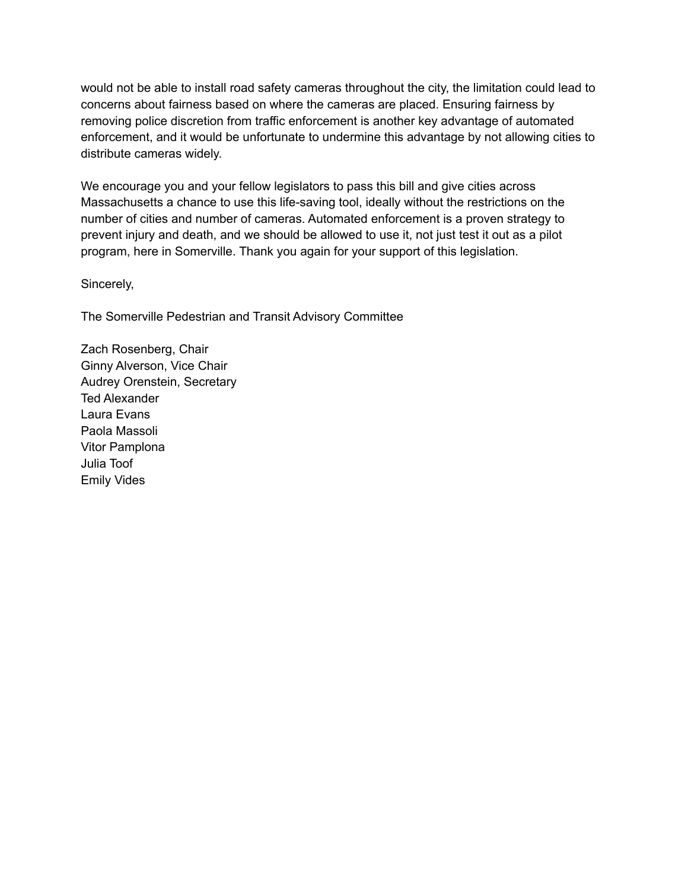would not be able to install road safety cameras throughout the city, the limitation could lead to concerns about fairness based on where the cameras are placed. Ensuring fairness by removing police discretion from traffic enforcement is another key advantage of automated enforcement, and it would be unfortunate to undermine this advantage by not allowing cities to distribute cameras widely.

We encourage you and your fellow legislators to pass this bill and give cities across Massachusetts a chance to use this life-saving tool, ideally without the restrictions on the number of cities and number of cameras. Automated enforcement is a proven strategy to prevent injury and death, and we should be allowed to use it, not just test it out as a pilot program, here in Somerville. Thank you again for your support of this legislation.

Sincerely,

The Somerville Pedestrian and Transit Advisory Committee

Zach Rosenberg, Chair
Ginny Alverson, Vice Chair
Audrey Orenstein, Secretary
Ted Alexander
Laura Evans
Paola Massoli
Vitor Pamplona
Julia Toof
Emily Vides